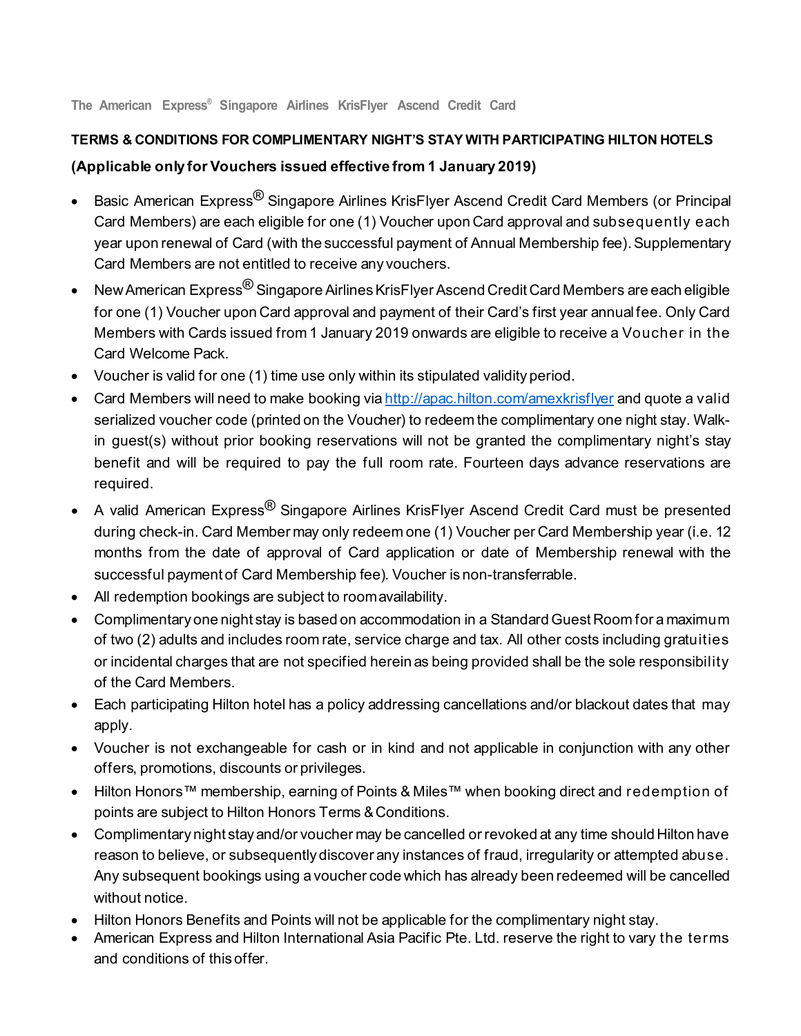The American Express® Singapore Airlines KrisFlyer Ascend Credit Card

**TERMS & CONDITIONS FOR COMPLIMENTARY NIGHT'S STAY WITH PARTICIPATING HILTON HOTELS**

**(Applicable only for Vouchers issued effective from 1 January 2019)**

- Basic American Express® Singapore Airlines KrisFlyer Ascend Credit Card Members (or Principal Card Members) are each eligible for one (1) Voucher upon Card approval and subsequently each year upon renewal of Card (with the successful payment of Annual Membership fee). Supplementary Card Members are not entitled to receive any vouchers.
- New American Express® Singapore Airlines KrisFlyer Ascend Credit Card Members are each eligible for one (1) Voucher upon Card approval and payment of their Card's first year annual fee. Only Card Members with Cards issued from 1 January 2019 onwards are eligible to receive a Voucher in the Card Welcome Pack.
- Voucher is valid for one (1) time use only within its stipulated validity period.
- Card Members will need to make booking via http://apac.hilton.com/amexkrisflyer and quote a valid serialized voucher code (printed on the Voucher) to redeem the complimentary one night stay. Walk-in guest(s) without prior booking reservations will not be granted the complimentary night's stay benefit and will be required to pay the full room rate. Fourteen days advance reservations are required.
- A valid American Express® Singapore Airlines KrisFlyer Ascend Credit Card must be presented during check-in. Card Member may only redeem one (1) Voucher per Card Membership year (i.e. 12 months from the date of approval of Card application or date of Membership renewal with the successful payment of Card Membership fee). Voucher is non-transferrable.
- All redemption bookings are subject to room availability.
- Complimentary one night stay is based on accommodation in a Standard Guest Room for a maximum of two (2) adults and includes room rate, service charge and tax. All other costs including gratuities or incidental charges that are not specified herein as being provided shall be the sole responsibility of the Card Members.
- Each participating Hilton hotel has a policy addressing cancellations and/or blackout dates that may apply.
- Voucher is not exchangeable for cash or in kind and not applicable in conjunction with any other offers, promotions, discounts or privileges.
- Hilton Honors™ membership, earning of Points & Miles™ when booking direct and redemption of points are subject to Hilton Honors Terms & Conditions.
- Complimentary night stay and/or voucher may be cancelled or revoked at any time should Hilton have reason to believe, or subsequently discover any instances of fraud, irregularity or attempted abuse. Any subsequent bookings using a voucher code which has already been redeemed will be cancelled without notice.
- Hilton Honors Benefits and Points will not be applicable for the complimentary night stay.
- American Express and Hilton International Asia Pacific Pte. Ltd. reserve the right to vary the terms and conditions of this offer.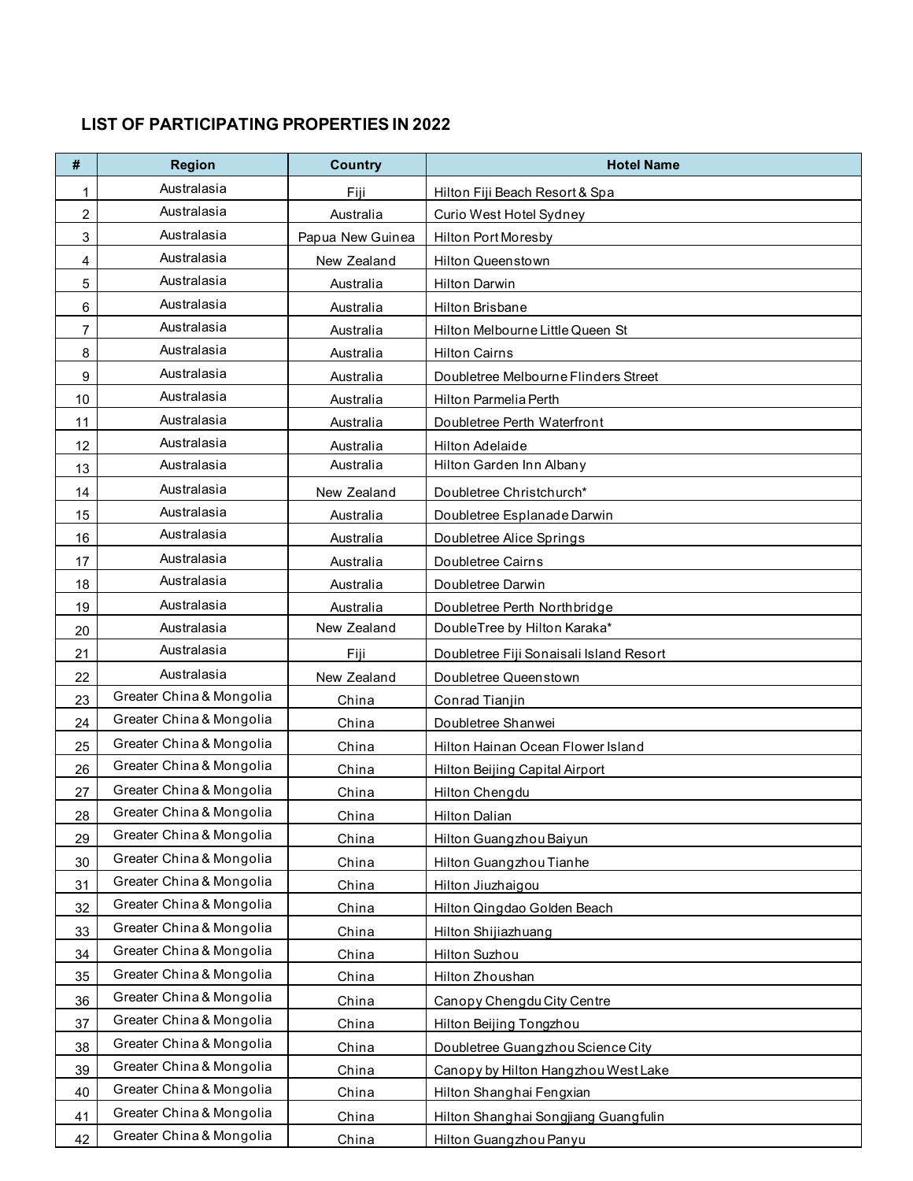## LIST OF PARTICIPATING PROPERTIES IN 2022

| # | Region | Country | Hotel Name |
|---|---|---|---|
| 1 | Australasia | Fiji | Hilton Fiji Beach Resort & Spa |
| 2 | Australasia | Australia | Curio West Hotel Sydney |
| 3 | Australasia | Papua New Guinea | Hilton Port Moresby |
| 4 | Australasia | New Zealand | Hilton Queenstown |
| 5 | Australasia | Australia | Hilton Darwin |
| 6 | Australasia | Australia | Hilton Brisbane |
| 7 | Australasia | Australia | Hilton Melbourne Little Queen St |
| 8 | Australasia | Australia | Hilton Cairns |
| 9 | Australasia | Australia | Doubletree Melbourne Flinders Street |
| 10 | Australasia | Australia | Hilton Parmelia Perth |
| 11 | Australasia | Australia | Doubletree Perth Waterfront |
| 12 | Australasia | Australia | Hilton Adelaide |
| 13 | Australasia | Australia | Hilton Garden Inn Albany |
| 14 | Australasia | New Zealand | Doubletree Christchurch* |
| 15 | Australasia | Australia | Doubletree Esplanade Darwin |
| 16 | Australasia | Australia | Doubletree Alice Springs |
| 17 | Australasia | Australia | Doubletree Cairns |
| 18 | Australasia | Australia | Doubletree Darwin |
| 19 | Australasia | Australia | Doubletree Perth Northbridge |
| 20 | Australasia | New Zealand | DoubleTree by Hilton Karaka* |
| 21 | Australasia | Fiji | Doubletree Fiji Sonaisali Island Resort |
| 22 | Australasia | New Zealand | Doubletree Queenstown |
| 23 | Greater China & Mongolia | China | Conrad Tianjin |
| 24 | Greater China & Mongolia | China | Doubletree Shanwei |
| 25 | Greater China & Mongolia | China | Hilton Hainan Ocean Flower Island |
| 26 | Greater China & Mongolia | China | Hilton Beijing Capital Airport |
| 27 | Greater China & Mongolia | China | Hilton Chengdu |
| 28 | Greater China & Mongolia | China | Hilton Dalian |
| 29 | Greater China & Mongolia | China | Hilton Guangzhou Baiyun |
| 30 | Greater China & Mongolia | China | Hilton Guangzhou Tianhe |
| 31 | Greater China & Mongolia | China | Hilton Jiuzhaigou |
| 32 | Greater China & Mongolia | China | Hilton Qingdao Golden Beach |
| 33 | Greater China & Mongolia | China | Hilton Shijiazhuang |
| 34 | Greater China & Mongolia | China | Hilton Suzhou |
| 35 | Greater China & Mongolia | China | Hilton Zhoushan |
| 36 | Greater China & Mongolia | China | Canopy Chengdu City Centre |
| 37 | Greater China & Mongolia | China | Hilton Beijing Tongzhou |
| 38 | Greater China & Mongolia | China | Doubletree Guangzhou Science City |
| 39 | Greater China & Mongolia | China | Canopy by Hilton Hangzhou West Lake |
| 40 | Greater China & Mongolia | China | Hilton Shanghai Fengxian |
| 41 | Greater China & Mongolia | China | Hilton Shanghai Songjiang Guangfulin |
| 42 | Greater China & Mongolia | China | Hilton Guangzhou Panyu |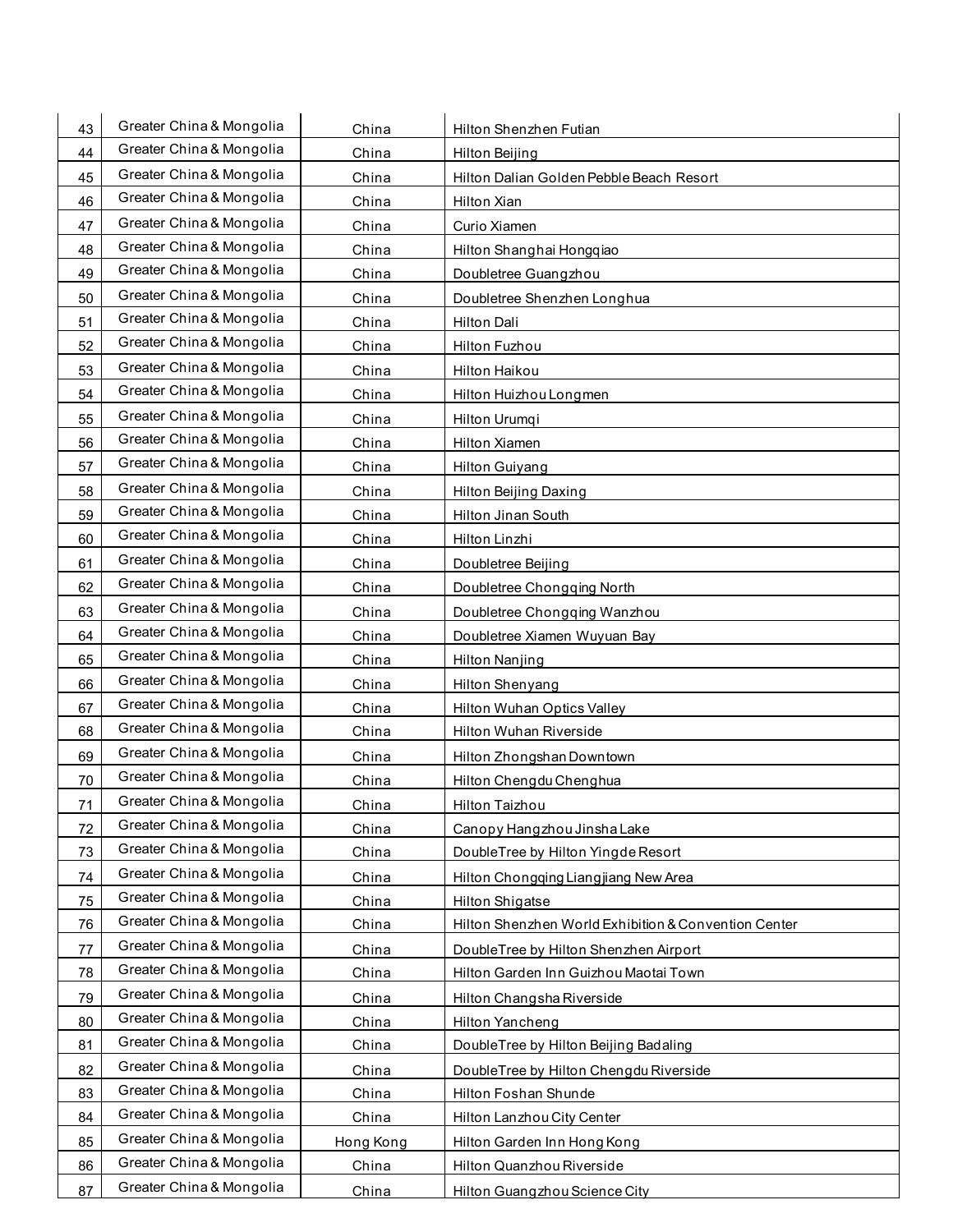| | | | |
|---|---|---|---|
| 43 | Greater China & Mongolia | China | Hilton Shenzhen Futian |
| 44 | Greater China & Mongolia | China | Hilton Beijing |
| 45 | Greater China & Mongolia | China | Hilton Dalian Golden Pebble Beach Resort |
| 46 | Greater China & Mongolia | China | Hilton Xian |
| 47 | Greater China & Mongolia | China | Curio Xiamen |
| 48 | Greater China & Mongolia | China | Hilton Shanghai Hongqiao |
| 49 | Greater China & Mongolia | China | Doubletree Guangzhou |
| 50 | Greater China & Mongolia | China | Doubletree Shenzhen Longhua |
| 51 | Greater China & Mongolia | China | Hilton Dali |
| 52 | Greater China & Mongolia | China | Hilton Fuzhou |
| 53 | Greater China & Mongolia | China | Hilton Haikou |
| 54 | Greater China & Mongolia | China | Hilton Huizhou Longmen |
| 55 | Greater China & Mongolia | China | Hilton Urumqi |
| 56 | Greater China & Mongolia | China | Hilton Xiamen |
| 57 | Greater China & Mongolia | China | Hilton Guiyang |
| 58 | Greater China & Mongolia | China | Hilton Beijing Daxing |
| 59 | Greater China & Mongolia | China | Hilton Jinan South |
| 60 | Greater China & Mongolia | China | Hilton Linzhi |
| 61 | Greater China & Mongolia | China | Doubletree Beijing |
| 62 | Greater China & Mongolia | China | Doubletree Chongqing North |
| 63 | Greater China & Mongolia | China | Doubletree Chongqing Wanzhou |
| 64 | Greater China & Mongolia | China | Doubletree Xiamen Wuyuan Bay |
| 65 | Greater China & Mongolia | China | Hilton Nanjing |
| 66 | Greater China & Mongolia | China | Hilton Shenyang |
| 67 | Greater China & Mongolia | China | Hilton Wuhan Optics Valley |
| 68 | Greater China & Mongolia | China | Hilton Wuhan Riverside |
| 69 | Greater China & Mongolia | China | Hilton Zhongshan Downtown |
| 70 | Greater China & Mongolia | China | Hilton Chengdu Chenghua |
| 71 | Greater China & Mongolia | China | Hilton Taizhou |
| 72 | Greater China & Mongolia | China | Canopy Hangzhou Jinsha Lake |
| 73 | Greater China & Mongolia | China | DoubleTree by Hilton Yingde Resort |
| 74 | Greater China & Mongolia | China | Hilton Chongqing Liangjiang New Area |
| 75 | Greater China & Mongolia | China | Hilton Shigatse |
| 76 | Greater China & Mongolia | China | Hilton Shenzhen World Exhibition & Convention Center |
| 77 | Greater China & Mongolia | China | DoubleTree by Hilton Shenzhen Airport |
| 78 | Greater China & Mongolia | China | Hilton Garden Inn Guizhou Maotai Town |
| 79 | Greater China & Mongolia | China | Hilton Changsha Riverside |
| 80 | Greater China & Mongolia | China | Hilton Yancheng |
| 81 | Greater China & Mongolia | China | DoubleTree by Hilton Beijing Badaling |
| 82 | Greater China & Mongolia | China | DoubleTree by Hilton Chengdu Riverside |
| 83 | Greater China & Mongolia | China | Hilton Foshan Shunde |
| 84 | Greater China & Mongolia | China | Hilton Lanzhou City Center |
| 85 | Greater China & Mongolia | Hong Kong | Hilton Garden Inn Hong Kong |
| 86 | Greater China & Mongolia | China | Hilton Quanzhou Riverside |
| 87 | Greater China & Mongolia | China | Hilton Guangzhou Science City |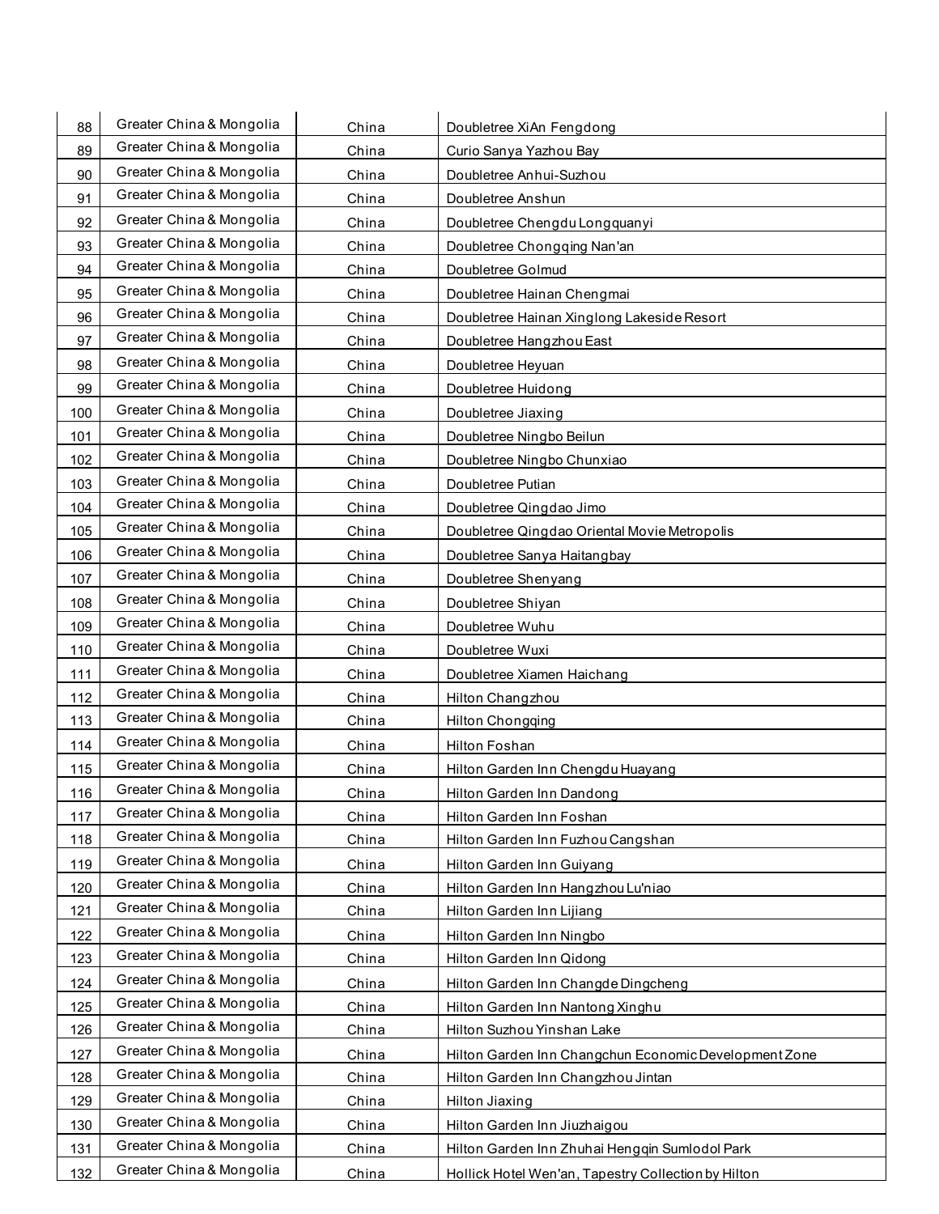| 88 | Greater China & Mongolia | China | Doubletree XiAn Fengdong |
|---|---|---|---|
| 89 | Greater China & Mongolia | China | Curio Sanya Yazhou Bay |
| 90 | Greater China & Mongolia | China | Doubletree Anhui-Suzhou |
| 91 | Greater China & Mongolia | China | Doubletree Anshun |
| 92 | Greater China & Mongolia | China | Doubletree Chengdu Longquanyi |
| 93 | Greater China & Mongolia | China | Doubletree Chongqing Nan'an |
| 94 | Greater China & Mongolia | China | Doubletree Golmud |
| 95 | Greater China & Mongolia | China | Doubletree Hainan Chengmai |
| 96 | Greater China & Mongolia | China | Doubletree Hainan Xinglong Lakeside Resort |
| 97 | Greater China & Mongolia | China | Doubletree Hangzhou East |
| 98 | Greater China & Mongolia | China | Doubletree Heyuan |
| 99 | Greater China & Mongolia | China | Doubletree Huidong |
| 100 | Greater China & Mongolia | China | Doubletree Jiaxing |
| 101 | Greater China & Mongolia | China | Doubletree Ningbo Beilun |
| 102 | Greater China & Mongolia | China | Doubletree Ningbo Chunxiao |
| 103 | Greater China & Mongolia | China | Doubletree Putian |
| 104 | Greater China & Mongolia | China | Doubletree Qingdao Jimo |
| 105 | Greater China & Mongolia | China | Doubletree Qingdao Oriental Movie Metropolis |
| 106 | Greater China & Mongolia | China | Doubletree Sanya Haitangbay |
| 107 | Greater China & Mongolia | China | Doubletree Shenyang |
| 108 | Greater China & Mongolia | China | Doubletree Shiyan |
| 109 | Greater China & Mongolia | China | Doubletree Wuhu |
| 110 | Greater China & Mongolia | China | Doubletree Wuxi |
| 111 | Greater China & Mongolia | China | Doubletree Xiamen Haichang |
| 112 | Greater China & Mongolia | China | Hilton Changzhou |
| 113 | Greater China & Mongolia | China | Hilton Chongqing |
| 114 | Greater China & Mongolia | China | Hilton Foshan |
| 115 | Greater China & Mongolia | China | Hilton Garden Inn Chengdu Huayang |
| 116 | Greater China & Mongolia | China | Hilton Garden Inn Dandong |
| 117 | Greater China & Mongolia | China | Hilton Garden Inn Foshan |
| 118 | Greater China & Mongolia | China | Hilton Garden Inn Fuzhou Cangshan |
| 119 | Greater China & Mongolia | China | Hilton Garden Inn Guiyang |
| 120 | Greater China & Mongolia | China | Hilton Garden Inn Hangzhou Lu'niao |
| 121 | Greater China & Mongolia | China | Hilton Garden Inn Lijiang |
| 122 | Greater China & Mongolia | China | Hilton Garden Inn Ningbo |
| 123 | Greater China & Mongolia | China | Hilton Garden Inn Qidong |
| 124 | Greater China & Mongolia | China | Hilton Garden Inn Changde Dingcheng |
| 125 | Greater China & Mongolia | China | Hilton Garden Inn Nantong Xinghu |
| 126 | Greater China & Mongolia | China | Hilton Suzhou Yinshan Lake |
| 127 | Greater China & Mongolia | China | Hilton Garden Inn Changchun Economic Development Zone |
| 128 | Greater China & Mongolia | China | Hilton Garden Inn Changzhou Jintan |
| 129 | Greater China & Mongolia | China | Hilton Jiaxing |
| 130 | Greater China & Mongolia | China | Hilton Garden Inn Jiuzhaigou |
| 131 | Greater China & Mongolia | China | Hilton Garden Inn Zhuhai Hengqin Sumlodol Park |
| 132 | Greater China & Mongolia | China | Hollick Hotel Wen'an, Tapestry Collection by Hilton |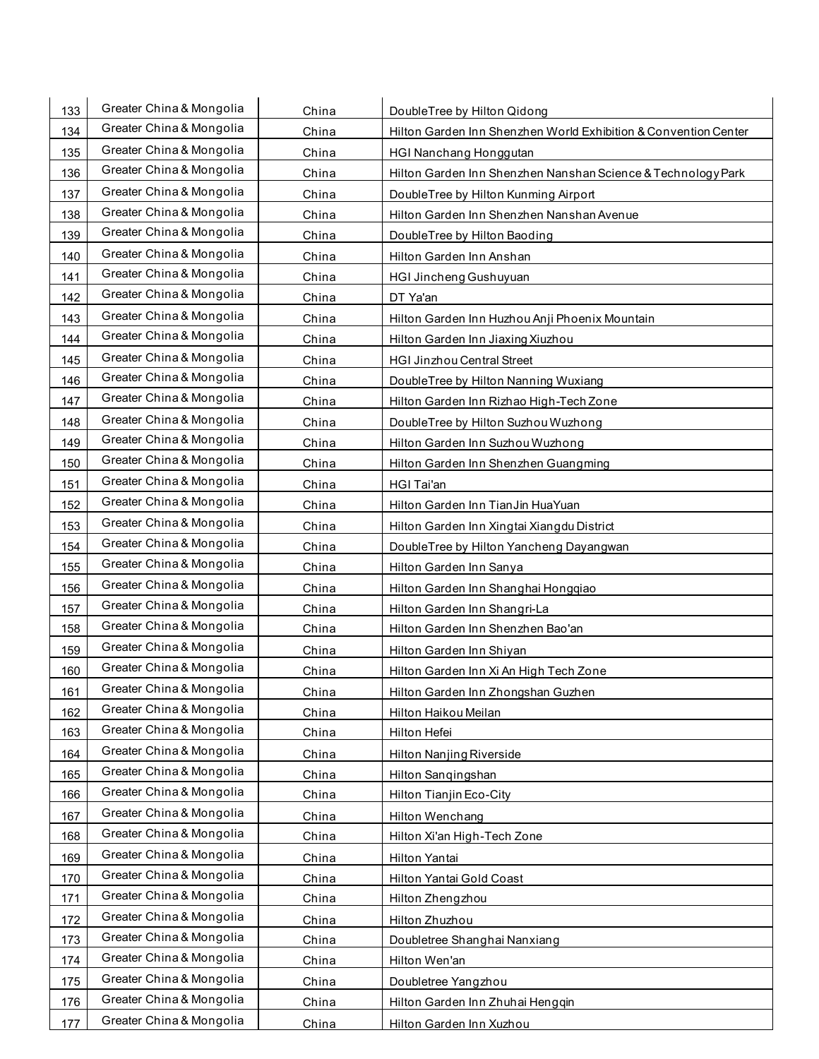| | | | |
|---|---|---|---|
| 133 | Greater China & Mongolia | China | DoubleTree by Hilton Qidong |
| 134 | Greater China & Mongolia | China | Hilton Garden Inn Shenzhen World Exhibition & Convention Center |
| 135 | Greater China & Mongolia | China | HGI Nanchang Honggutan |
| 136 | Greater China & Mongolia | China | Hilton Garden Inn Shenzhen Nanshan Science & Technology Park |
| 137 | Greater China & Mongolia | China | DoubleTree by Hilton Kunming Airport |
| 138 | Greater China & Mongolia | China | Hilton Garden Inn Shenzhen Nanshan Avenue |
| 139 | Greater China & Mongolia | China | DoubleTree by Hilton Baoding |
| 140 | Greater China & Mongolia | China | Hilton Garden Inn Anshan |
| 141 | Greater China & Mongolia | China | HGI Jincheng Gushuyuan |
| 142 | Greater China & Mongolia | China | DT Ya'an |
| 143 | Greater China & Mongolia | China | Hilton Garden Inn Huzhou Anji Phoenix Mountain |
| 144 | Greater China & Mongolia | China | Hilton Garden Inn Jiaxing Xiuzhou |
| 145 | Greater China & Mongolia | China | HGI Jinzhou Central Street |
| 146 | Greater China & Mongolia | China | DoubleTree by Hilton Nanning Wuxiang |
| 147 | Greater China & Mongolia | China | Hilton Garden Inn Rizhao High-Tech Zone |
| 148 | Greater China & Mongolia | China | DoubleTree by Hilton Suzhou Wuzhong |
| 149 | Greater China & Mongolia | China | Hilton Garden Inn Suzhou Wuzhong |
| 150 | Greater China & Mongolia | China | Hilton Garden Inn Shenzhen Guangming |
| 151 | Greater China & Mongolia | China | HGI Tai'an |
| 152 | Greater China & Mongolia | China | Hilton Garden Inn TianJin HuaYuan |
| 153 | Greater China & Mongolia | China | Hilton Garden Inn Xingtai Xiangdu District |
| 154 | Greater China & Mongolia | China | DoubleTree by Hilton Yancheng Dayangwan |
| 155 | Greater China & Mongolia | China | Hilton Garden Inn Sanya |
| 156 | Greater China & Mongolia | China | Hilton Garden Inn Shanghai Hongqiao |
| 157 | Greater China & Mongolia | China | Hilton Garden Inn Shangri-La |
| 158 | Greater China & Mongolia | China | Hilton Garden Inn Shenzhen Bao'an |
| 159 | Greater China & Mongolia | China | Hilton Garden Inn Shiyan |
| 160 | Greater China & Mongolia | China | Hilton Garden Inn Xi An High Tech Zone |
| 161 | Greater China & Mongolia | China | Hilton Garden Inn Zhongshan Guzhen |
| 162 | Greater China & Mongolia | China | Hilton Haikou Meilan |
| 163 | Greater China & Mongolia | China | Hilton Hefei |
| 164 | Greater China & Mongolia | China | Hilton Nanjing Riverside |
| 165 | Greater China & Mongolia | China | Hilton Sanqingshan |
| 166 | Greater China & Mongolia | China | Hilton Tianjin Eco-City |
| 167 | Greater China & Mongolia | China | Hilton Wenchang |
| 168 | Greater China & Mongolia | China | Hilton Xi'an High-Tech Zone |
| 169 | Greater China & Mongolia | China | Hilton Yantai |
| 170 | Greater China & Mongolia | China | Hilton Yantai Gold Coast |
| 171 | Greater China & Mongolia | China | Hilton Zhengzhou |
| 172 | Greater China & Mongolia | China | Hilton Zhuzhou |
| 173 | Greater China & Mongolia | China | Doubletree Shanghai Nanxiang |
| 174 | Greater China & Mongolia | China | Hilton Wen'an |
| 175 | Greater China & Mongolia | China | Doubletree Yangzhou |
| 176 | Greater China & Mongolia | China | Hilton Garden Inn Zhuhai Hengqin |
| 177 | Greater China & Mongolia | China | Hilton Garden Inn Xuzhou |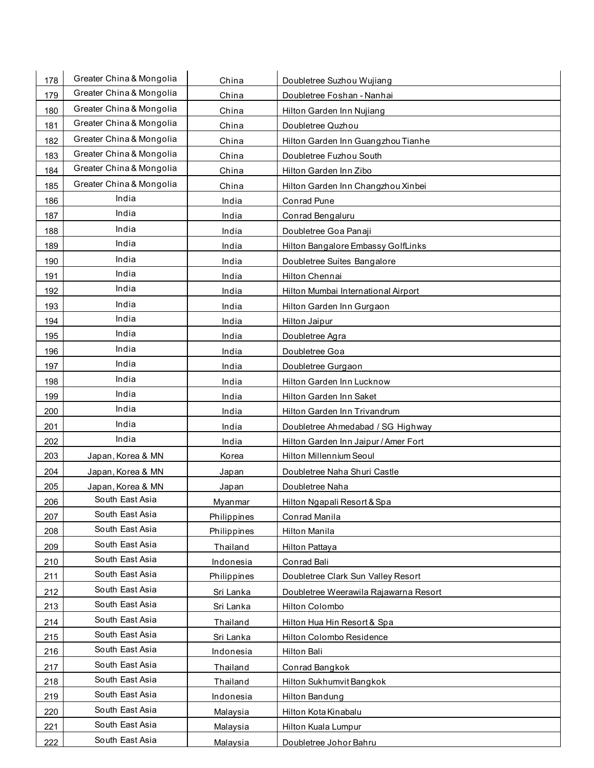| | | | |
|---|---|---|---|
| 178 | Greater China & Mongolia | China | Doubletree Suzhou Wujiang |
| 179 | Greater China & Mongolia | China | Doubletree Foshan - Nanhai |
| 180 | Greater China & Mongolia | China | Hilton Garden Inn Nujiang |
| 181 | Greater China & Mongolia | China | Doubletree Quzhou |
| 182 | Greater China & Mongolia | China | Hilton Garden Inn Guangzhou Tianhe |
| 183 | Greater China & Mongolia | China | Doubletree Fuzhou South |
| 184 | Greater China & Mongolia | China | Hilton Garden Inn Zibo |
| 185 | Greater China & Mongolia | China | Hilton Garden Inn Changzhou Xinbei |
| 186 | India | India | Conrad Pune |
| 187 | India | India | Conrad Bengaluru |
| 188 | India | India | Doubletree Goa Panaji |
| 189 | India | India | Hilton Bangalore Embassy GolfLinks |
| 190 | India | India | Doubletree Suites Bangalore |
| 191 | India | India | Hilton Chennai |
| 192 | India | India | Hilton Mumbai International Airport |
| 193 | India | India | Hilton Garden Inn Gurgaon |
| 194 | India | India | Hilton Jaipur |
| 195 | India | India | Doubletree Agra |
| 196 | India | India | Doubletree Goa |
| 197 | India | India | Doubletree Gurgaon |
| 198 | India | India | Hilton Garden Inn Lucknow |
| 199 | India | India | Hilton Garden Inn Saket |
| 200 | India | India | Hilton Garden Inn Trivandrum |
| 201 | India | India | Doubletree Ahmedabad / SG Highway |
| 202 | India | India | Hilton Garden Inn Jaipur / Amer Fort |
| 203 | Japan, Korea & MN | Korea | Hilton Millennium Seoul |
| 204 | Japan, Korea & MN | Japan | Doubletree Naha Shuri Castle |
| 205 | Japan, Korea & MN | Japan | Doubletree Naha |
| 206 | South East Asia | Myanmar | Hilton Ngapali Resort & Spa |
| 207 | South East Asia | Philippines | Conrad Manila |
| 208 | South East Asia | Philippines | Hilton Manila |
| 209 | South East Asia | Thailand | Hilton Pattaya |
| 210 | South East Asia | Indonesia | Conrad Bali |
| 211 | South East Asia | Philippines | Doubletree Clark Sun Valley Resort |
| 212 | South East Asia | Sri Lanka | Doubletree Weerawila Rajawarna Resort |
| 213 | South East Asia | Sri Lanka | Hilton Colombo |
| 214 | South East Asia | Thailand | Hilton Hua Hin Resort & Spa |
| 215 | South East Asia | Sri Lanka | Hilton Colombo Residence |
| 216 | South East Asia | Indonesia | Hilton Bali |
| 217 | South East Asia | Thailand | Conrad Bangkok |
| 218 | South East Asia | Thailand | Hilton Sukhumvit Bangkok |
| 219 | South East Asia | Indonesia | Hilton Bandung |
| 220 | South East Asia | Malaysia | Hilton Kota Kinabalu |
| 221 | South East Asia | Malaysia | Hilton Kuala Lumpur |
| 222 | South East Asia | Malaysia | Doubletree Johor Bahru |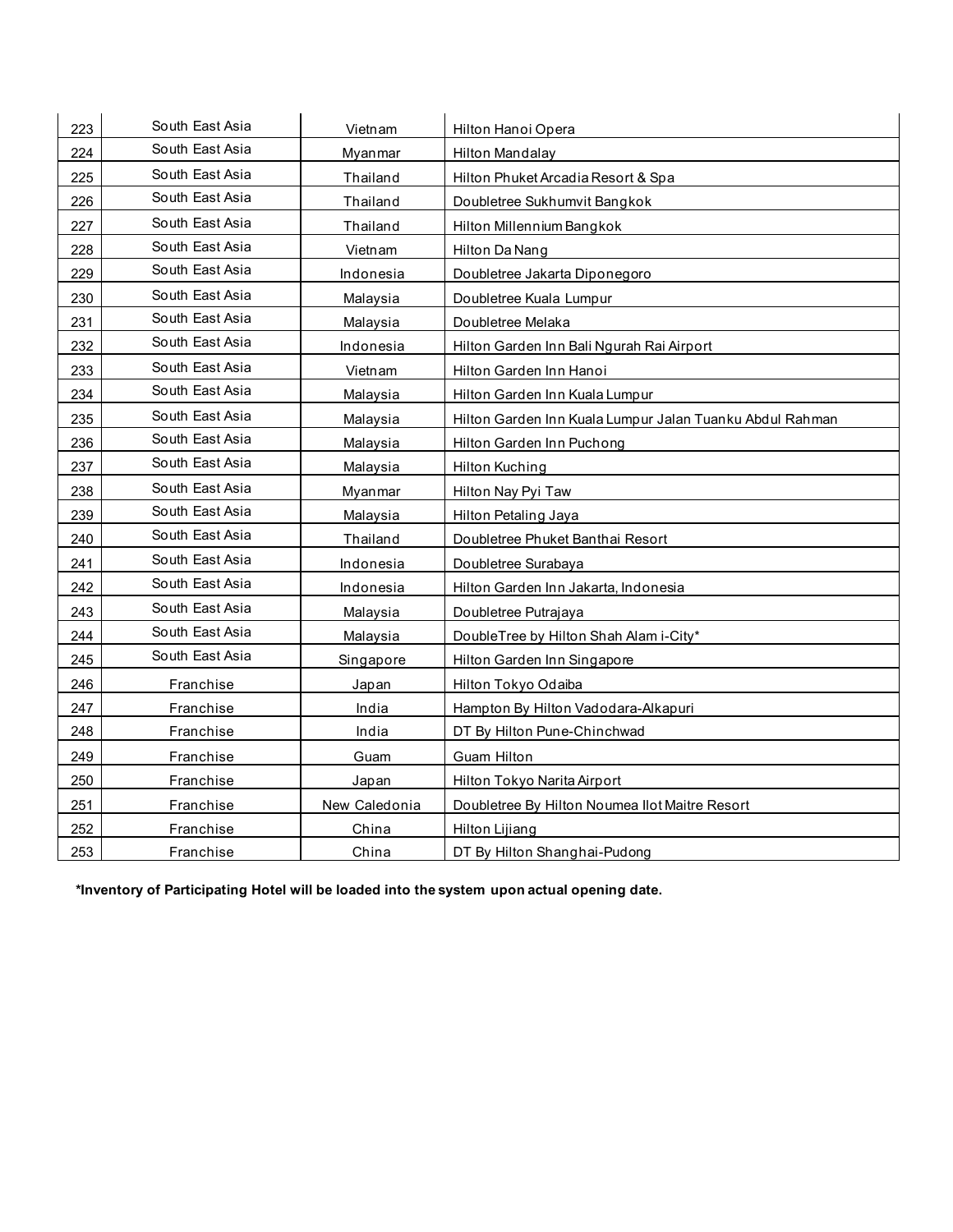| | | | |
|---|---|---|---|
| 223 | South East Asia | Vietnam | Hilton Hanoi Opera |
| 224 | South East Asia | Myanmar | Hilton Mandalay |
| 225 | South East Asia | Thailand | Hilton Phuket Arcadia Resort & Spa |
| 226 | South East Asia | Thailand | Doubletree Sukhumvit Bangkok |
| 227 | South East Asia | Thailand | Hilton Millennium Bangkok |
| 228 | South East Asia | Vietnam | Hilton Da Nang |
| 229 | South East Asia | Indonesia | Doubletree Jakarta Diponegoro |
| 230 | South East Asia | Malaysia | Doubletree Kuala Lumpur |
| 231 | South East Asia | Malaysia | Doubletree Melaka |
| 232 | South East Asia | Indonesia | Hilton Garden Inn Bali Ngurah Rai Airport |
| 233 | South East Asia | Vietnam | Hilton Garden Inn Hanoi |
| 234 | South East Asia | Malaysia | Hilton Garden Inn Kuala Lumpur |
| 235 | South East Asia | Malaysia | Hilton Garden Inn Kuala Lumpur Jalan Tuanku Abdul Rahman |
| 236 | South East Asia | Malaysia | Hilton Garden Inn Puchong |
| 237 | South East Asia | Malaysia | Hilton Kuching |
| 238 | South East Asia | Myanmar | Hilton Nay Pyi Taw |
| 239 | South East Asia | Malaysia | Hilton Petaling Jaya |
| 240 | South East Asia | Thailand | Doubletree Phuket Banthai Resort |
| 241 | South East Asia | Indonesia | Doubletree Surabaya |
| 242 | South East Asia | Indonesia | Hilton Garden Inn Jakarta, Indonesia |
| 243 | South East Asia | Malaysia | Doubletree Putrajaya |
| 244 | South East Asia | Malaysia | DoubleTree by Hilton Shah Alam i-City* |
| 245 | South East Asia | Singapore | Hilton Garden Inn Singapore |
| 246 | Franchise | Japan | Hilton Tokyo Odaiba |
| 247 | Franchise | India | Hampton By Hilton Vadodara-Alkapuri |
| 248 | Franchise | India | DT By Hilton Pune-Chinchwad |
| 249 | Franchise | Guam | Guam Hilton |
| 250 | Franchise | Japan | Hilton Tokyo Narita Airport |
| 251 | Franchise | New Caledonia | Doubletree By Hilton Noumea Ilot Maitre Resort |
| 252 | Franchise | China | Hilton Lijiang |
| 253 | Franchise | China | DT By Hilton Shanghai-Pudong |

**\*Inventory of Participating Hotel will be loaded into the system upon actual opening date.**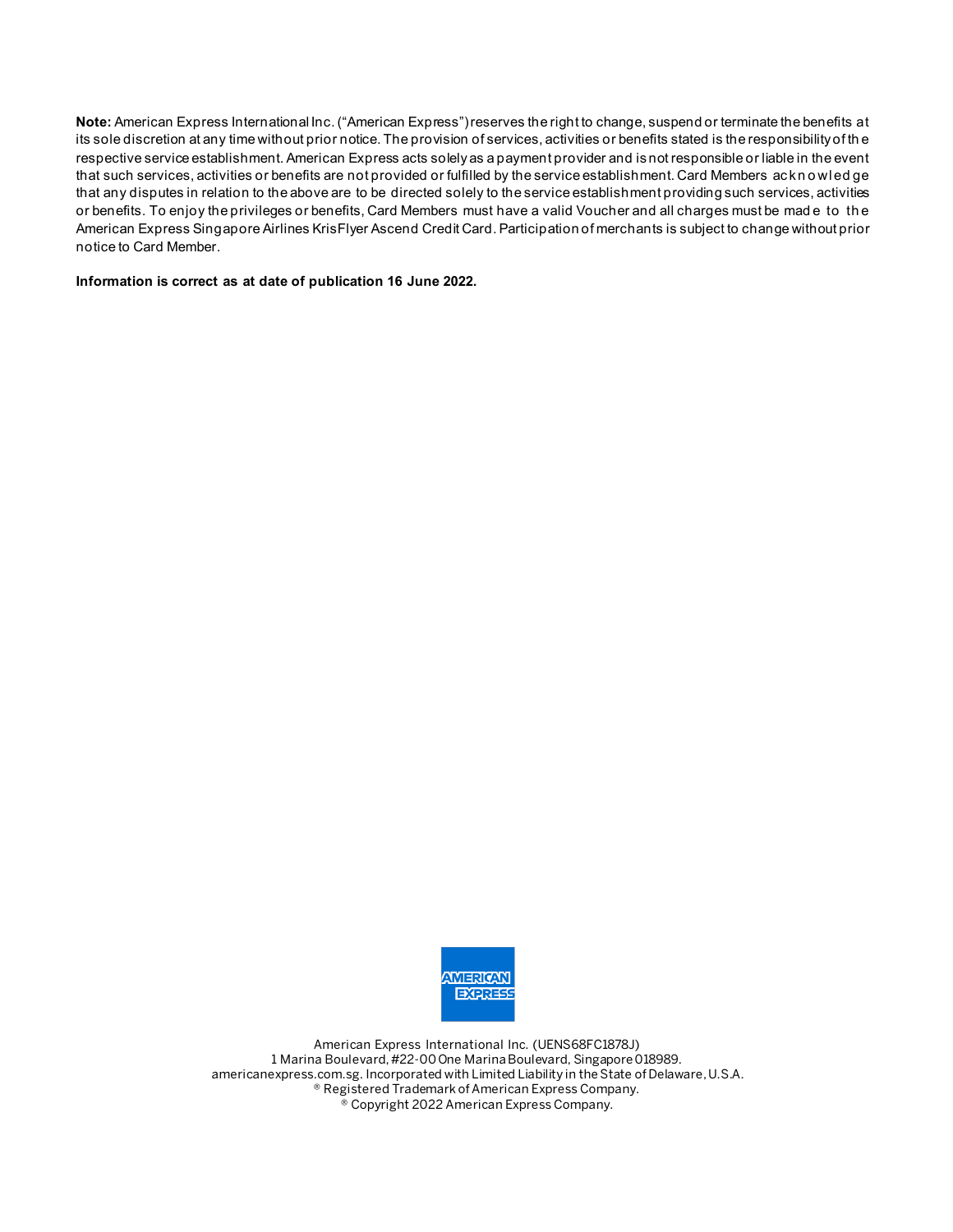**Note:** American Express International Inc. ("American Express") reserves the right to change, suspend or terminate the benefits at its sole discretion at any time without prior notice. The provision of services, activities or benefits stated is the responsibility of the respective service establishment. American Express acts solely as a payment provider and is not responsible or liable in the event that such services, activities or benefits are not provided or fulfilled by the service establishment. Card Members acknowledge that any disputes in relation to the above are to be directed solely to the service establishment providing such services, activities or benefits. To enjoy the privileges or benefits, Card Members must have a valid Voucher and all charges must be made to the American Express Singapore Airlines KrisFlyer Ascend Credit Card. Participation of merchants is subject to change without prior notice to Card Member.

**Information is correct as at date of publication 16 June 2022.**

AMERICAN EXPRESS

American Express International Inc. (UENS68FC1878J)
1 Marina Boulevard, #22-00 One Marina Boulevard, Singapore 018989.
americanexpress.com.sg. Incorporated with Limited Liability in the State of Delaware, U.S.A.
® Registered Trademark of American Express Company.
® Copyright 2022 American Express Company.